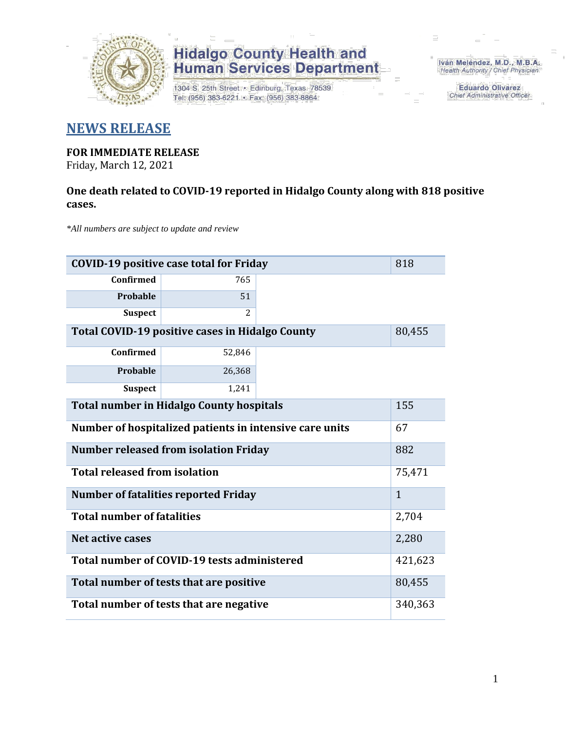# Hidalgo County Health and Human Services Department

1304 S. 25th Street • Edinburg, Texas 78539
Tel: (956) 383-6221 • Fax: (956) 383-8864

Iván Meléndez, M.D., M.B.A.
Health Authority / Chief Physician

Eduardo Olivarez
Chief Administrative Officer

## NEWS RELEASE

**FOR IMMEDIATE RELEASE**
Friday, March 12, 2021

**One death related to COVID-19 reported in Hidalgo County along with 818 positive cases.**

*\*All numbers are subject to update and review*

| COVID-19 positive case total for Friday | | 818 |
|---|---|---|
| Confirmed | 765 | |
| Probable | 51 | |
| Suspect | 2 | |
| **Total COVID-19 positive cases in Hidalgo County** | | 80,455 |
| Confirmed | 52,846 | |
| Probable | 26,368 | |
| Suspect | 1,241 | |
| **Total number in Hidalgo County hospitals** | | 155 |
| **Number of hospitalized patients in intensive care units** | | 67 |
| **Number released from isolation Friday** | | 882 |
| **Total released from isolation** | | 75,471 |
| **Number of fatalities reported Friday** | | 1 |
| **Total number of fatalities** | | 2,704 |
| **Net active cases** | | 2,280 |
| **Total number of COVID-19 tests administered** | | 421,623 |
| **Total number of tests that are positive** | | 80,455 |
| **Total number of tests that are negative** | | 340,363 |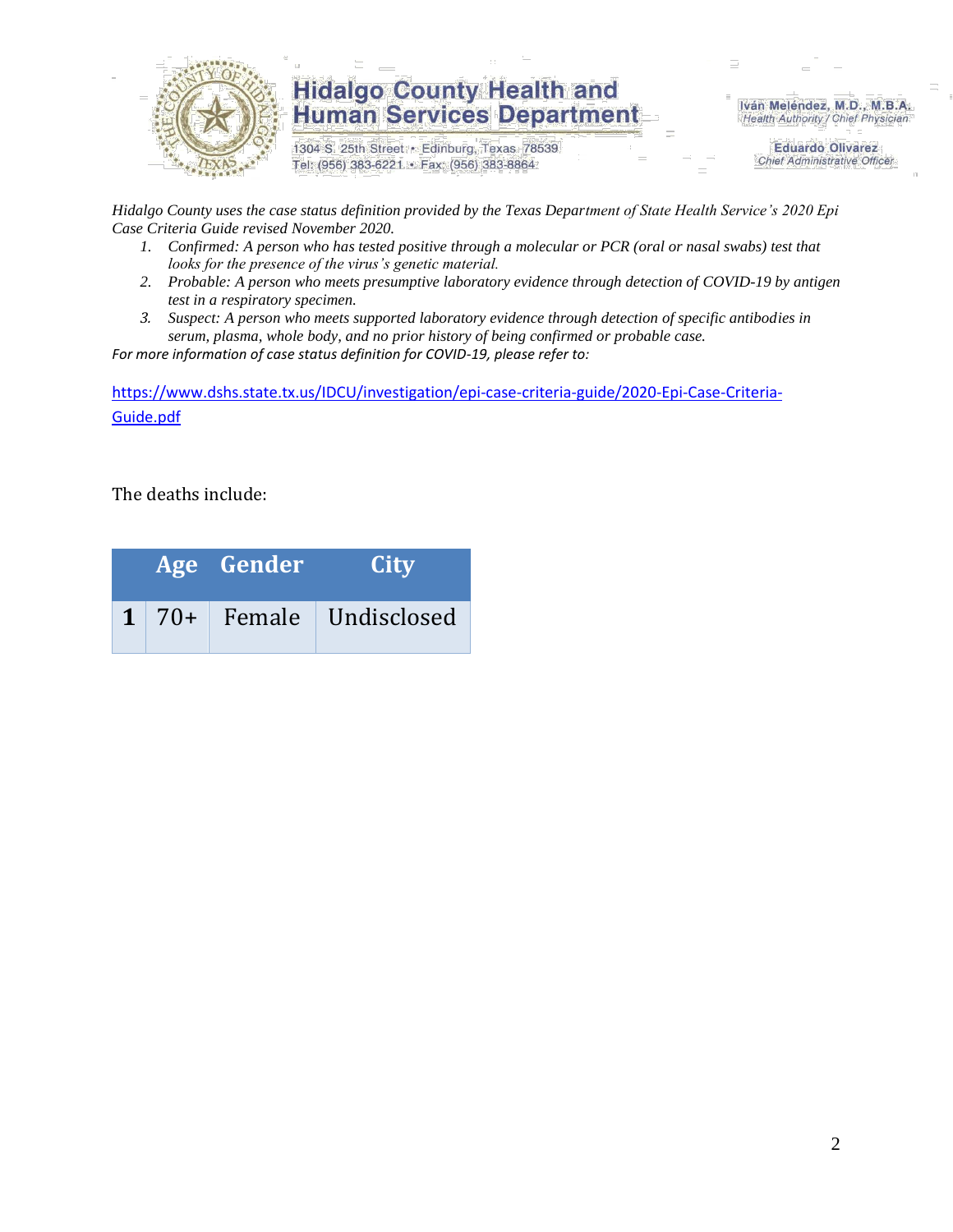Hidalgo County Health and Human Services Department

1304 S. 25th Street • Edinburg, Texas 78539
Tel: (956) 383-6221 • Fax: (956) 383-8864

Iván Meléndez, M.D., M.B.A.
*Health Authority / Chief Physician*

Eduardo Olivarez
*Chief Administrative Officer*

*Hidalgo County uses the case status definition provided by the Texas Department of State Health Service's 2020 Epi Case Criteria Guide revised November 2020.*

1. *Confirmed: A person who has tested positive through a molecular or PCR (oral or nasal swabs) test that looks for the presence of the virus's genetic material.*
2. *Probable: A person who meets presumptive laboratory evidence through detection of COVID-19 by antigen test in a respiratory specimen.*
3. *Suspect: A person who meets supported laboratory evidence through detection of specific antibodies in serum, plasma, whole body, and no prior history of being confirmed or probable case.*

*For more information of case status definition for COVID-19, please refer to:*

[https://www.dshs.state.tx.us/IDCU/investigation/epi-case-criteria-guide/2020-Epi-Case-Criteria-Guide.pdf](https://www.dshs.state.tx.us/IDCU/investigation/epi-case-criteria-guide/2020-Epi-Case-Criteria-Guide.pdf)

The deaths include:

| | Age | Gender | City |
|---|---|---|---|
| **1** | 70+ | Female | Undisclosed |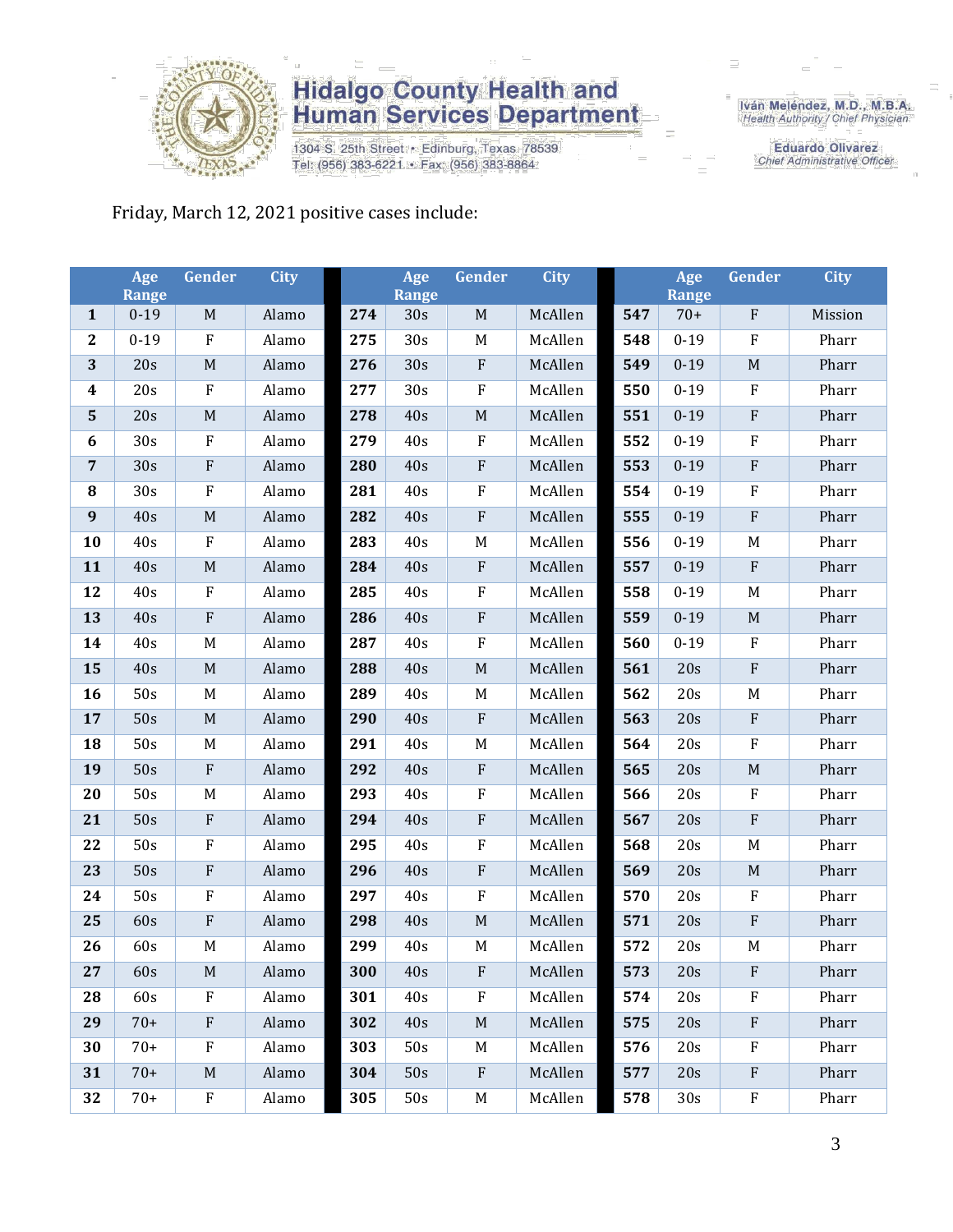Hidalgo County Health and Human Services Department

1304 S. 25th Street • Edinburg, Texas 78539
Tel: (956) 383-6221 • Fax: (956) 383-8864

Iván Meléndez, M.D., M.B.A.
Health Authority / Chief Physician

Eduardo Olivarez
Chief Administrative Officer

Friday, March 12, 2021 positive cases include:

| | Age Range | Gender | City | | Age Range | Gender | City | | Age Range | Gender | City |
|---|---|---|---|---|---|---|---|---|---|---|---|
| **1** | 0-19 | M | Alamo | **274** | 30s | M | McAllen | **547** | 70+ | F | Mission |
| **2** | 0-19 | F | Alamo | **275** | 30s | M | McAllen | **548** | 0-19 | F | Pharr |
| **3** | 20s | M | Alamo | **276** | 30s | F | McAllen | **549** | 0-19 | M | Pharr |
| **4** | 20s | F | Alamo | **277** | 30s | F | McAllen | **550** | 0-19 | F | Pharr |
| **5** | 20s | M | Alamo | **278** | 40s | M | McAllen | **551** | 0-19 | F | Pharr |
| **6** | 30s | F | Alamo | **279** | 40s | F | McAllen | **552** | 0-19 | F | Pharr |
| **7** | 30s | F | Alamo | **280** | 40s | F | McAllen | **553** | 0-19 | F | Pharr |
| **8** | 30s | F | Alamo | **281** | 40s | F | McAllen | **554** | 0-19 | F | Pharr |
| **9** | 40s | M | Alamo | **282** | 40s | F | McAllen | **555** | 0-19 | F | Pharr |
| **10** | 40s | F | Alamo | **283** | 40s | M | McAllen | **556** | 0-19 | M | Pharr |
| **11** | 40s | M | Alamo | **284** | 40s | F | McAllen | **557** | 0-19 | F | Pharr |
| **12** | 40s | F | Alamo | **285** | 40s | F | McAllen | **558** | 0-19 | M | Pharr |
| **13** | 40s | F | Alamo | **286** | 40s | F | McAllen | **559** | 0-19 | M | Pharr |
| **14** | 40s | M | Alamo | **287** | 40s | F | McAllen | **560** | 0-19 | F | Pharr |
| **15** | 40s | M | Alamo | **288** | 40s | M | McAllen | **561** | 20s | F | Pharr |
| **16** | 50s | M | Alamo | **289** | 40s | M | McAllen | **562** | 20s | M | Pharr |
| **17** | 50s | M | Alamo | **290** | 40s | F | McAllen | **563** | 20s | F | Pharr |
| **18** | 50s | M | Alamo | **291** | 40s | M | McAllen | **564** | 20s | F | Pharr |
| **19** | 50s | F | Alamo | **292** | 40s | F | McAllen | **565** | 20s | M | Pharr |
| **20** | 50s | M | Alamo | **293** | 40s | F | McAllen | **566** | 20s | F | Pharr |
| **21** | 50s | F | Alamo | **294** | 40s | F | McAllen | **567** | 20s | F | Pharr |
| **22** | 50s | F | Alamo | **295** | 40s | F | McAllen | **568** | 20s | M | Pharr |
| **23** | 50s | F | Alamo | **296** | 40s | F | McAllen | **569** | 20s | M | Pharr |
| **24** | 50s | F | Alamo | **297** | 40s | F | McAllen | **570** | 20s | F | Pharr |
| **25** | 60s | F | Alamo | **298** | 40s | M | McAllen | **571** | 20s | F | Pharr |
| **26** | 60s | M | Alamo | **299** | 40s | M | McAllen | **572** | 20s | M | Pharr |
| **27** | 60s | M | Alamo | **300** | 40s | F | McAllen | **573** | 20s | F | Pharr |
| **28** | 60s | F | Alamo | **301** | 40s | F | McAllen | **574** | 20s | F | Pharr |
| **29** | 70+ | F | Alamo | **302** | 40s | M | McAllen | **575** | 20s | F | Pharr |
| **30** | 70+ | F | Alamo | **303** | 50s | M | McAllen | **576** | 20s | F | Pharr |
| **31** | 70+ | M | Alamo | **304** | 50s | F | McAllen | **577** | 20s | F | Pharr |
| **32** | 70+ | F | Alamo | **305** | 50s | M | McAllen | **578** | 30s | F | Pharr |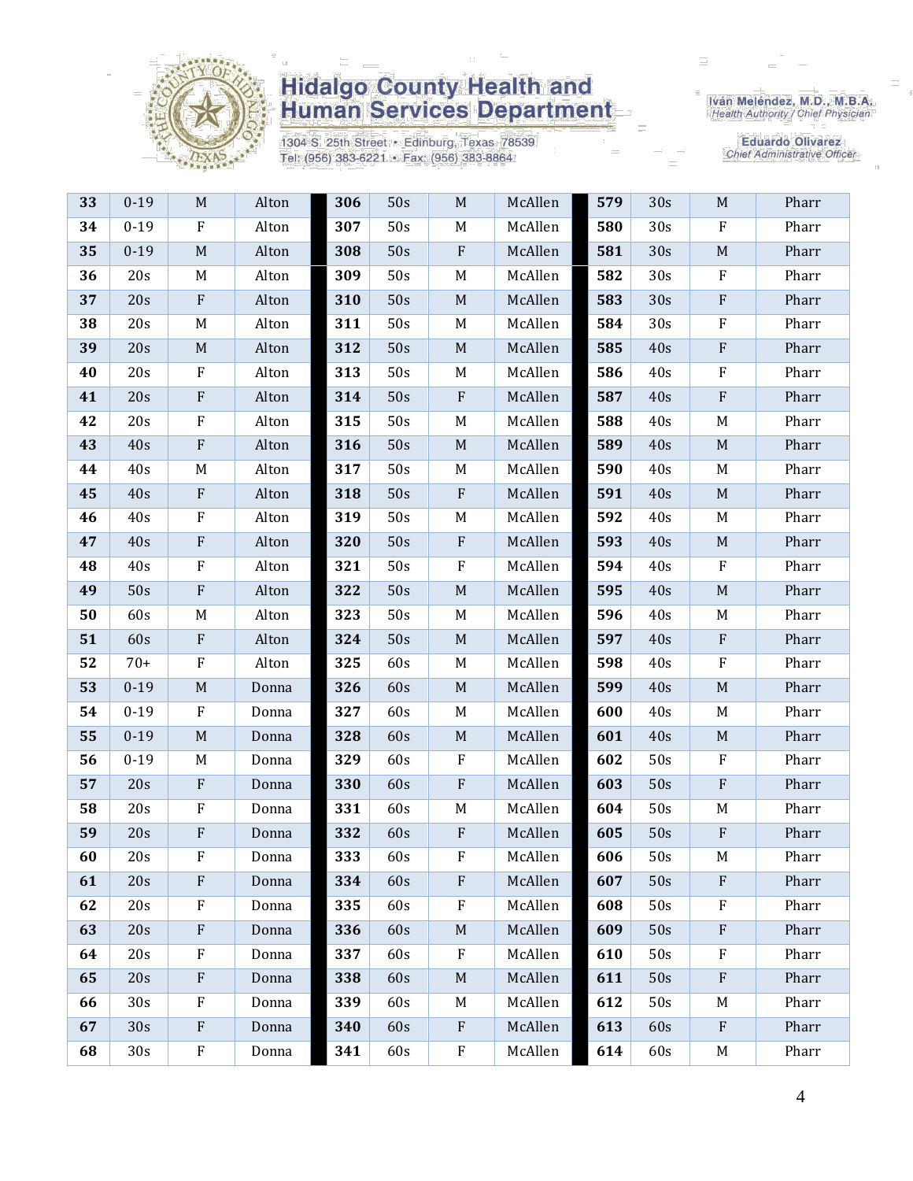| 33 | 0-19 | M | Alton | 306 | 50s | M | McAllen | 579 | 30s | M | Pharr |
|---|---|---|---|---|---|---|---|---|---|---|---|
| 34 | 0-19 | F | Alton | 307 | 50s | M | McAllen | 580 | 30s | F | Pharr |
| 35 | 0-19 | M | Alton | 308 | 50s | F | McAllen | 581 | 30s | M | Pharr |
| 36 | 20s | M | Alton | 309 | 50s | M | McAllen | 582 | 30s | F | Pharr |
| 37 | 20s | F | Alton | 310 | 50s | M | McAllen | 583 | 30s | F | Pharr |
| 38 | 20s | M | Alton | 311 | 50s | M | McAllen | 584 | 30s | F | Pharr |
| 39 | 20s | M | Alton | 312 | 50s | M | McAllen | 585 | 40s | F | Pharr |
| 40 | 20s | F | Alton | 313 | 50s | M | McAllen | 586 | 40s | F | Pharr |
| 41 | 20s | F | Alton | 314 | 50s | F | McAllen | 587 | 40s | F | Pharr |
| 42 | 20s | F | Alton | 315 | 50s | M | McAllen | 588 | 40s | M | Pharr |
| 43 | 40s | F | Alton | 316 | 50s | M | McAllen | 589 | 40s | M | Pharr |
| 44 | 40s | M | Alton | 317 | 50s | M | McAllen | 590 | 40s | M | Pharr |
| 45 | 40s | F | Alton | 318 | 50s | F | McAllen | 591 | 40s | M | Pharr |
| 46 | 40s | F | Alton | 319 | 50s | M | McAllen | 592 | 40s | M | Pharr |
| 47 | 40s | F | Alton | 320 | 50s | F | McAllen | 593 | 40s | M | Pharr |
| 48 | 40s | F | Alton | 321 | 50s | F | McAllen | 594 | 40s | F | Pharr |
| 49 | 50s | F | Alton | 322 | 50s | M | McAllen | 595 | 40s | M | Pharr |
| 50 | 60s | M | Alton | 323 | 50s | M | McAllen | 596 | 40s | M | Pharr |
| 51 | 60s | F | Alton | 324 | 50s | M | McAllen | 597 | 40s | F | Pharr |
| 52 | 70+ | F | Alton | 325 | 60s | M | McAllen | 598 | 40s | F | Pharr |
| 53 | 0-19 | M | Donna | 326 | 60s | M | McAllen | 599 | 40s | M | Pharr |
| 54 | 0-19 | F | Donna | 327 | 60s | M | McAllen | 600 | 40s | M | Pharr |
| 55 | 0-19 | M | Donna | 328 | 60s | M | McAllen | 601 | 40s | M | Pharr |
| 56 | 0-19 | M | Donna | 329 | 60s | F | McAllen | 602 | 50s | F | Pharr |
| 57 | 20s | F | Donna | 330 | 60s | F | McAllen | 603 | 50s | F | Pharr |
| 58 | 20s | F | Donna | 331 | 60s | M | McAllen | 604 | 50s | M | Pharr |
| 59 | 20s | F | Donna | 332 | 60s | F | McAllen | 605 | 50s | F | Pharr |
| 60 | 20s | F | Donna | 333 | 60s | F | McAllen | 606 | 50s | M | Pharr |
| 61 | 20s | F | Donna | 334 | 60s | F | McAllen | 607 | 50s | F | Pharr |
| 62 | 20s | F | Donna | 335 | 60s | F | McAllen | 608 | 50s | F | Pharr |
| 63 | 20s | F | Donna | 336 | 60s | M | McAllen | 609 | 50s | F | Pharr |
| 64 | 20s | F | Donna | 337 | 60s | F | McAllen | 610 | 50s | F | Pharr |
| 65 | 20s | F | Donna | 338 | 60s | M | McAllen | 611 | 50s | F | Pharr |
| 66 | 30s | F | Donna | 339 | 60s | M | McAllen | 612 | 50s | M | Pharr |
| 67 | 30s | F | Donna | 340 | 60s | F | McAllen | 613 | 60s | F | Pharr |
| 68 | 30s | F | Donna | 341 | 60s | F | McAllen | 614 | 60s | M | Pharr |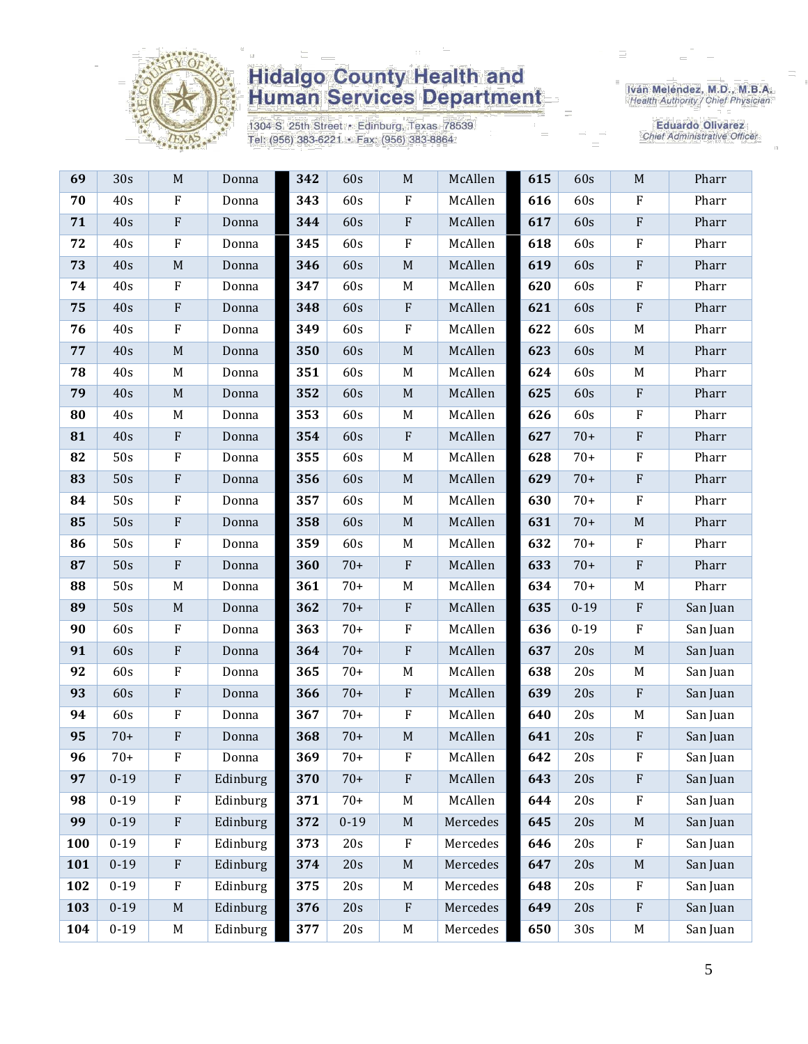| 69 | 30s | M | Donna | 342 | 60s | M | McAllen | 615 | 60s | M | Pharr |
|---|---|---|---|---|---|---|---|---|---|---|---|
| 70 | 40s | F | Donna | 343 | 60s | F | McAllen | 616 | 60s | F | Pharr |
| 71 | 40s | F | Donna | 344 | 60s | F | McAllen | 617 | 60s | F | Pharr |
| 72 | 40s | F | Donna | 345 | 60s | F | McAllen | 618 | 60s | F | Pharr |
| 73 | 40s | M | Donna | 346 | 60s | M | McAllen | 619 | 60s | F | Pharr |
| 74 | 40s | F | Donna | 347 | 60s | M | McAllen | 620 | 60s | F | Pharr |
| 75 | 40s | F | Donna | 348 | 60s | F | McAllen | 621 | 60s | F | Pharr |
| 76 | 40s | F | Donna | 349 | 60s | F | McAllen | 622 | 60s | M | Pharr |
| 77 | 40s | M | Donna | 350 | 60s | M | McAllen | 623 | 60s | M | Pharr |
| 78 | 40s | M | Donna | 351 | 60s | M | McAllen | 624 | 60s | M | Pharr |
| 79 | 40s | M | Donna | 352 | 60s | M | McAllen | 625 | 60s | F | Pharr |
| 80 | 40s | M | Donna | 353 | 60s | M | McAllen | 626 | 60s | F | Pharr |
| 81 | 40s | F | Donna | 354 | 60s | F | McAllen | 627 | 70+ | F | Pharr |
| 82 | 50s | F | Donna | 355 | 60s | M | McAllen | 628 | 70+ | F | Pharr |
| 83 | 50s | F | Donna | 356 | 60s | M | McAllen | 629 | 70+ | F | Pharr |
| 84 | 50s | F | Donna | 357 | 60s | M | McAllen | 630 | 70+ | F | Pharr |
| 85 | 50s | F | Donna | 358 | 60s | M | McAllen | 631 | 70+ | M | Pharr |
| 86 | 50s | F | Donna | 359 | 60s | M | McAllen | 632 | 70+ | F | Pharr |
| 87 | 50s | F | Donna | 360 | 70+ | F | McAllen | 633 | 70+ | F | Pharr |
| 88 | 50s | M | Donna | 361 | 70+ | M | McAllen | 634 | 70+ | M | Pharr |
| 89 | 50s | M | Donna | 362 | 70+ | F | McAllen | 635 | 0-19 | F | San Juan |
| 90 | 60s | F | Donna | 363 | 70+ | F | McAllen | 636 | 0-19 | F | San Juan |
| 91 | 60s | F | Donna | 364 | 70+ | F | McAllen | 637 | 20s | M | San Juan |
| 92 | 60s | F | Donna | 365 | 70+ | M | McAllen | 638 | 20s | M | San Juan |
| 93 | 60s | F | Donna | 366 | 70+ | F | McAllen | 639 | 20s | F | San Juan |
| 94 | 60s | F | Donna | 367 | 70+ | F | McAllen | 640 | 20s | M | San Juan |
| 95 | 70+ | F | Donna | 368 | 70+ | M | McAllen | 641 | 20s | F | San Juan |
| 96 | 70+ | F | Donna | 369 | 70+ | F | McAllen | 642 | 20s | F | San Juan |
| 97 | 0-19 | F | Edinburg | 370 | 70+ | F | McAllen | 643 | 20s | F | San Juan |
| 98 | 0-19 | F | Edinburg | 371 | 70+ | M | McAllen | 644 | 20s | F | San Juan |
| 99 | 0-19 | F | Edinburg | 372 | 0-19 | M | Mercedes | 645 | 20s | M | San Juan |
| 100 | 0-19 | F | Edinburg | 373 | 20s | F | Mercedes | 646 | 20s | F | San Juan |
| 101 | 0-19 | F | Edinburg | 374 | 20s | M | Mercedes | 647 | 20s | M | San Juan |
| 102 | 0-19 | F | Edinburg | 375 | 20s | M | Mercedes | 648 | 20s | F | San Juan |
| 103 | 0-19 | M | Edinburg | 376 | 20s | F | Mercedes | 649 | 20s | F | San Juan |
| 104 | 0-19 | M | Edinburg | 377 | 20s | M | Mercedes | 650 | 30s | M | San Juan |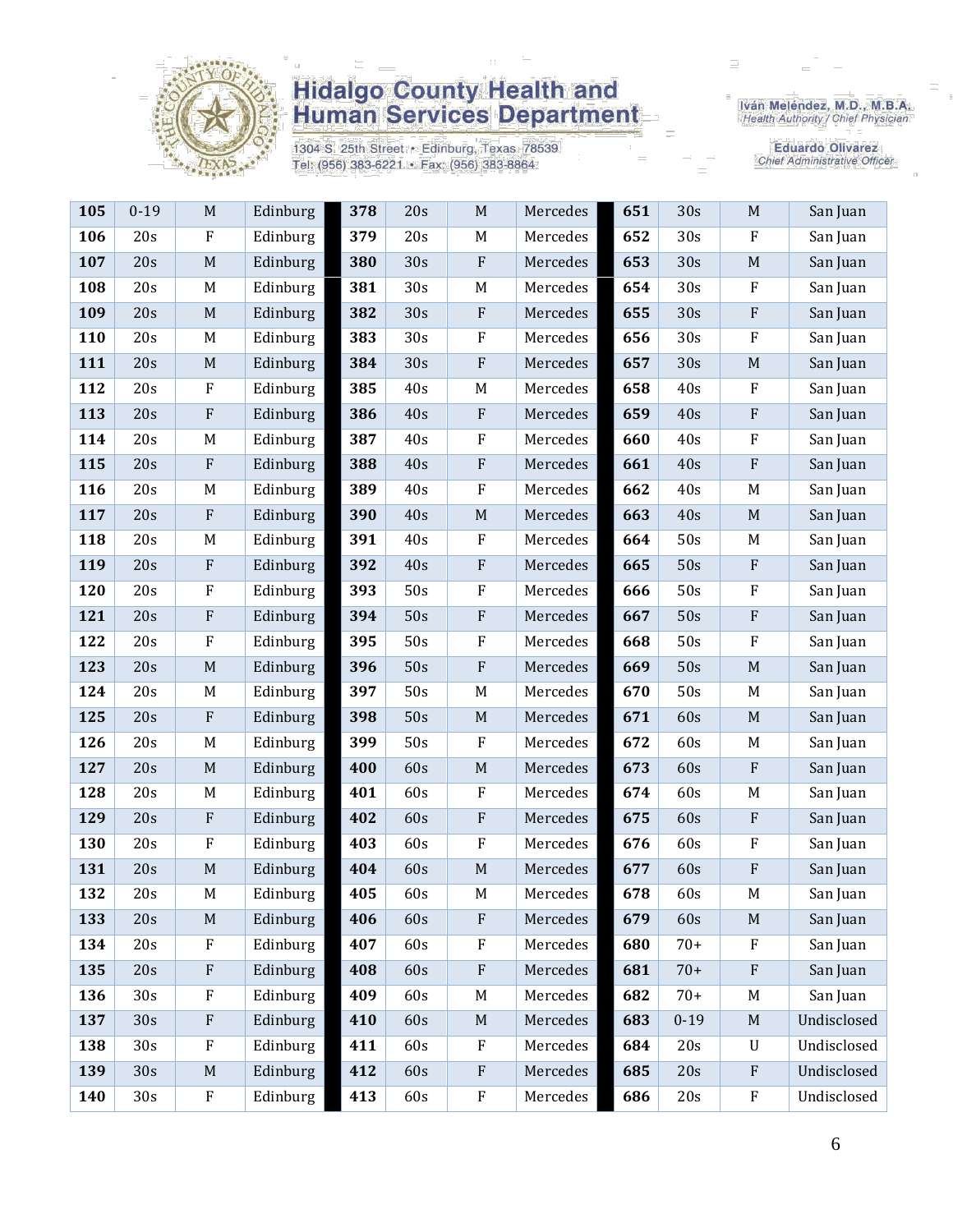# Hidalgo County Health and Human Services Department

1304 S. 25th Street • Edinburg, Texas 78539
Tel: (956) 383-6221 • Fax: (956) 383-8864

Iván Meléndez, M.D., M.B.A.
Health Authority / Chief Physician

Eduardo Olivarez
Chief Administrative Officer

| 105 | 0-19 | M | Edinburg | 378 | 20s | M | Mercedes | 651 | 30s | M | San Juan |
|---|---|---|---|---|---|---|---|---|---|---|---|
| 106 | 20s | F | Edinburg | 379 | 20s | M | Mercedes | 652 | 30s | F | San Juan |
| 107 | 20s | M | Edinburg | 380 | 30s | F | Mercedes | 653 | 30s | M | San Juan |
| 108 | 20s | M | Edinburg | 381 | 30s | M | Mercedes | 654 | 30s | F | San Juan |
| 109 | 20s | M | Edinburg | 382 | 30s | F | Mercedes | 655 | 30s | F | San Juan |
| 110 | 20s | M | Edinburg | 383 | 30s | F | Mercedes | 656 | 30s | F | San Juan |
| 111 | 20s | M | Edinburg | 384 | 30s | F | Mercedes | 657 | 30s | M | San Juan |
| 112 | 20s | F | Edinburg | 385 | 40s | M | Mercedes | 658 | 40s | F | San Juan |
| 113 | 20s | F | Edinburg | 386 | 40s | F | Mercedes | 659 | 40s | F | San Juan |
| 114 | 20s | M | Edinburg | 387 | 40s | F | Mercedes | 660 | 40s | F | San Juan |
| 115 | 20s | F | Edinburg | 388 | 40s | F | Mercedes | 661 | 40s | F | San Juan |
| 116 | 20s | M | Edinburg | 389 | 40s | F | Mercedes | 662 | 40s | M | San Juan |
| 117 | 20s | F | Edinburg | 390 | 40s | M | Mercedes | 663 | 40s | M | San Juan |
| 118 | 20s | M | Edinburg | 391 | 40s | F | Mercedes | 664 | 50s | M | San Juan |
| 119 | 20s | F | Edinburg | 392 | 40s | F | Mercedes | 665 | 50s | F | San Juan |
| 120 | 20s | F | Edinburg | 393 | 50s | F | Mercedes | 666 | 50s | F | San Juan |
| 121 | 20s | F | Edinburg | 394 | 50s | F | Mercedes | 667 | 50s | F | San Juan |
| 122 | 20s | F | Edinburg | 395 | 50s | F | Mercedes | 668 | 50s | F | San Juan |
| 123 | 20s | M | Edinburg | 396 | 50s | F | Mercedes | 669 | 50s | M | San Juan |
| 124 | 20s | M | Edinburg | 397 | 50s | M | Mercedes | 670 | 50s | M | San Juan |
| 125 | 20s | F | Edinburg | 398 | 50s | M | Mercedes | 671 | 60s | M | San Juan |
| 126 | 20s | M | Edinburg | 399 | 50s | F | Mercedes | 672 | 60s | M | San Juan |
| 127 | 20s | M | Edinburg | 400 | 60s | M | Mercedes | 673 | 60s | F | San Juan |
| 128 | 20s | M | Edinburg | 401 | 60s | F | Mercedes | 674 | 60s | M | San Juan |
| 129 | 20s | F | Edinburg | 402 | 60s | F | Mercedes | 675 | 60s | F | San Juan |
| 130 | 20s | F | Edinburg | 403 | 60s | F | Mercedes | 676 | 60s | F | San Juan |
| 131 | 20s | M | Edinburg | 404 | 60s | M | Mercedes | 677 | 60s | F | San Juan |
| 132 | 20s | M | Edinburg | 405 | 60s | M | Mercedes | 678 | 60s | M | San Juan |
| 133 | 20s | M | Edinburg | 406 | 60s | F | Mercedes | 679 | 60s | M | San Juan |
| 134 | 20s | F | Edinburg | 407 | 60s | F | Mercedes | 680 | 70+ | F | San Juan |
| 135 | 20s | F | Edinburg | 408 | 60s | F | Mercedes | 681 | 70+ | F | San Juan |
| 136 | 30s | F | Edinburg | 409 | 60s | M | Mercedes | 682 | 70+ | M | San Juan |
| 137 | 30s | F | Edinburg | 410 | 60s | M | Mercedes | 683 | 0-19 | M | Undisclosed |
| 138 | 30s | F | Edinburg | 411 | 60s | F | Mercedes | 684 | 20s | U | Undisclosed |
| 139 | 30s | M | Edinburg | 412 | 60s | F | Mercedes | 685 | 20s | F | Undisclosed |
| 140 | 30s | F | Edinburg | 413 | 60s | F | Mercedes | 686 | 20s | F | Undisclosed |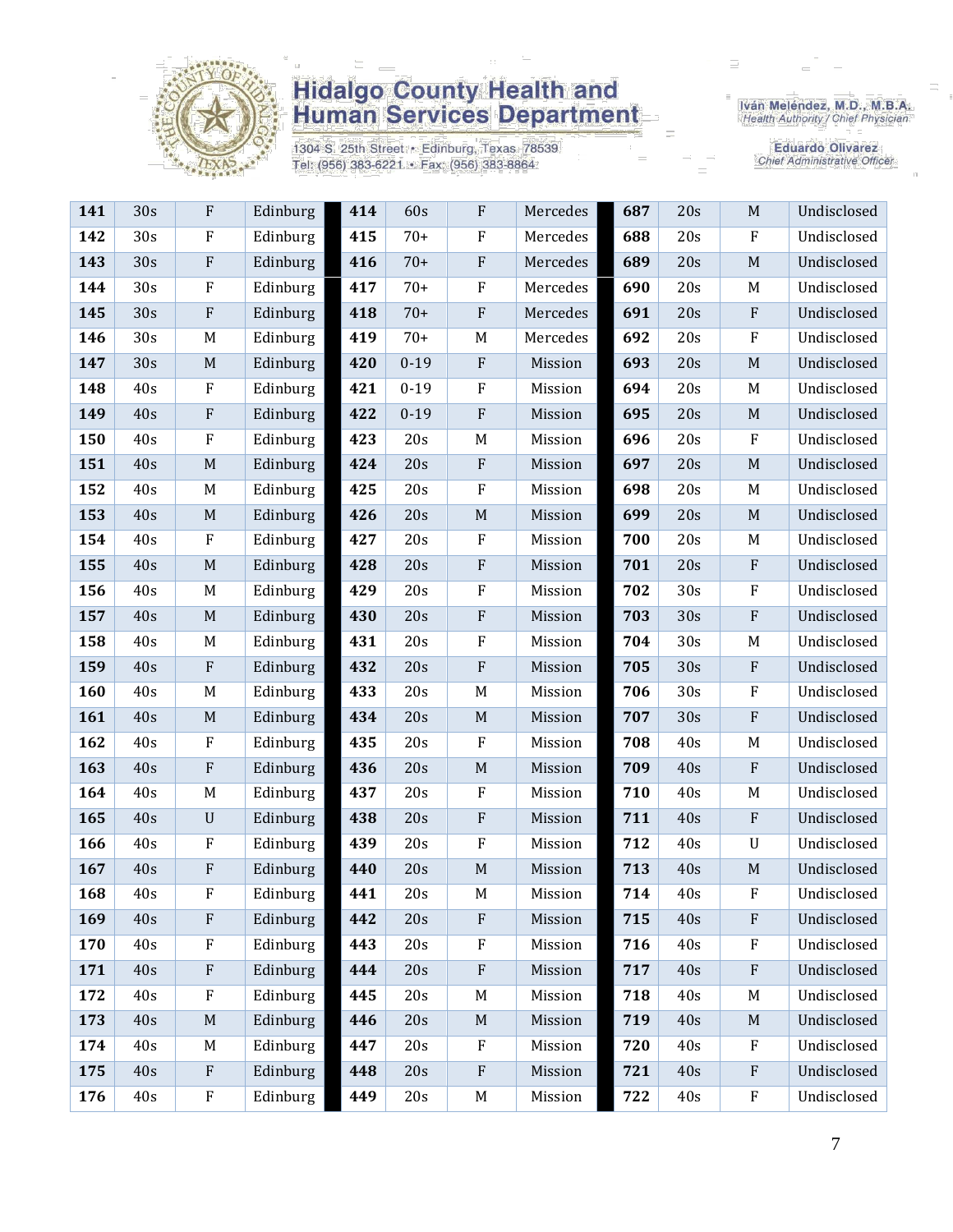# Hidalgo County Health and Human Services Department

1304 S. 25th Street • Edinburg, Texas 78539
Tel: (956) 383-6221 • Fax: (956) 383-8864

Iván Meléndez, M.D., M.B.A.
Health Authority / Chief Physician

Eduardo Olivarez
Chief Administrative Officer

| | | | | | | | | | | | |
|---|---|---|---|---|---|---|---|---|---|---|---|
| **141** | 30s | F | Edinburg | **414** | 60s | F | Mercedes | **687** | 20s | M | Undisclosed |
| **142** | 30s | F | Edinburg | **415** | 70+ | F | Mercedes | **688** | 20s | F | Undisclosed |
| **143** | 30s | F | Edinburg | **416** | 70+ | F | Mercedes | **689** | 20s | M | Undisclosed |
| **144** | 30s | F | Edinburg | **417** | 70+ | F | Mercedes | **690** | 20s | M | Undisclosed |
| **145** | 30s | F | Edinburg | **418** | 70+ | F | Mercedes | **691** | 20s | F | Undisclosed |
| **146** | 30s | M | Edinburg | **419** | 70+ | M | Mercedes | **692** | 20s | F | Undisclosed |
| **147** | 30s | M | Edinburg | **420** | 0-19 | F | Mission | **693** | 20s | M | Undisclosed |
| **148** | 40s | F | Edinburg | **421** | 0-19 | F | Mission | **694** | 20s | M | Undisclosed |
| **149** | 40s | F | Edinburg | **422** | 0-19 | F | Mission | **695** | 20s | M | Undisclosed |
| **150** | 40s | F | Edinburg | **423** | 20s | M | Mission | **696** | 20s | F | Undisclosed |
| **151** | 40s | M | Edinburg | **424** | 20s | F | Mission | **697** | 20s | M | Undisclosed |
| **152** | 40s | M | Edinburg | **425** | 20s | F | Mission | **698** | 20s | M | Undisclosed |
| **153** | 40s | M | Edinburg | **426** | 20s | M | Mission | **699** | 20s | M | Undisclosed |
| **154** | 40s | F | Edinburg | **427** | 20s | F | Mission | **700** | 20s | M | Undisclosed |
| **155** | 40s | M | Edinburg | **428** | 20s | F | Mission | **701** | 20s | F | Undisclosed |
| **156** | 40s | M | Edinburg | **429** | 20s | F | Mission | **702** | 30s | F | Undisclosed |
| **157** | 40s | M | Edinburg | **430** | 20s | F | Mission | **703** | 30s | F | Undisclosed |
| **158** | 40s | M | Edinburg | **431** | 20s | F | Mission | **704** | 30s | M | Undisclosed |
| **159** | 40s | F | Edinburg | **432** | 20s | F | Mission | **705** | 30s | F | Undisclosed |
| **160** | 40s | M | Edinburg | **433** | 20s | M | Mission | **706** | 30s | F | Undisclosed |
| **161** | 40s | M | Edinburg | **434** | 20s | M | Mission | **707** | 30s | F | Undisclosed |
| **162** | 40s | F | Edinburg | **435** | 20s | F | Mission | **708** | 40s | M | Undisclosed |
| **163** | 40s | F | Edinburg | **436** | 20s | M | Mission | **709** | 40s | F | Undisclosed |
| **164** | 40s | M | Edinburg | **437** | 20s | F | Mission | **710** | 40s | M | Undisclosed |
| **165** | 40s | U | Edinburg | **438** | 20s | F | Mission | **711** | 40s | F | Undisclosed |
| **166** | 40s | F | Edinburg | **439** | 20s | F | Mission | **712** | 40s | U | Undisclosed |
| **167** | 40s | F | Edinburg | **440** | 20s | M | Mission | **713** | 40s | M | Undisclosed |
| **168** | 40s | F | Edinburg | **441** | 20s | M | Mission | **714** | 40s | F | Undisclosed |
| **169** | 40s | F | Edinburg | **442** | 20s | F | Mission | **715** | 40s | F | Undisclosed |
| **170** | 40s | F | Edinburg | **443** | 20s | F | Mission | **716** | 40s | F | Undisclosed |
| **171** | 40s | F | Edinburg | **444** | 20s | F | Mission | **717** | 40s | F | Undisclosed |
| **172** | 40s | F | Edinburg | **445** | 20s | M | Mission | **718** | 40s | M | Undisclosed |
| **173** | 40s | M | Edinburg | **446** | 20s | M | Mission | **719** | 40s | M | Undisclosed |
| **174** | 40s | M | Edinburg | **447** | 20s | F | Mission | **720** | 40s | F | Undisclosed |
| **175** | 40s | F | Edinburg | **448** | 20s | F | Mission | **721** | 40s | F | Undisclosed |
| **176** | 40s | F | Edinburg | **449** | 20s | M | Mission | **722** | 40s | F | Undisclosed |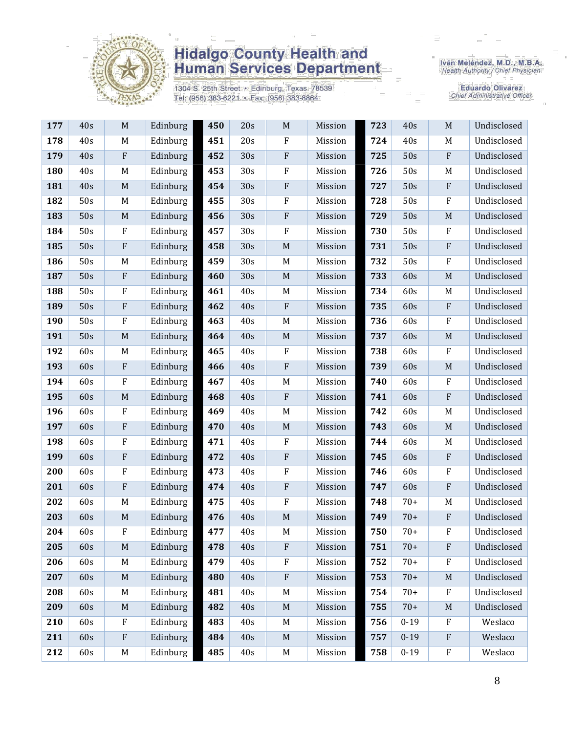| 177 | 40s | M | Edinburg | 450 | 20s | M | Mission | 723 | 40s | M | Undisclosed |
|---|---|---|---|---|---|---|---|---|---|---|---|
| 178 | 40s | M | Edinburg | 451 | 20s | F | Mission | 724 | 40s | M | Undisclosed |
| 179 | 40s | F | Edinburg | 452 | 30s | F | Mission | 725 | 50s | F | Undisclosed |
| 180 | 40s | M | Edinburg | 453 | 30s | F | Mission | 726 | 50s | M | Undisclosed |
| 181 | 40s | M | Edinburg | 454 | 30s | F | Mission | 727 | 50s | F | Undisclosed |
| 182 | 50s | M | Edinburg | 455 | 30s | F | Mission | 728 | 50s | F | Undisclosed |
| 183 | 50s | M | Edinburg | 456 | 30s | F | Mission | 729 | 50s | M | Undisclosed |
| 184 | 50s | F | Edinburg | 457 | 30s | F | Mission | 730 | 50s | F | Undisclosed |
| 185 | 50s | F | Edinburg | 458 | 30s | M | Mission | 731 | 50s | F | Undisclosed |
| 186 | 50s | M | Edinburg | 459 | 30s | M | Mission | 732 | 50s | F | Undisclosed |
| 187 | 50s | F | Edinburg | 460 | 30s | M | Mission | 733 | 60s | M | Undisclosed |
| 188 | 50s | F | Edinburg | 461 | 40s | M | Mission | 734 | 60s | M | Undisclosed |
| 189 | 50s | F | Edinburg | 462 | 40s | F | Mission | 735 | 60s | F | Undisclosed |
| 190 | 50s | F | Edinburg | 463 | 40s | M | Mission | 736 | 60s | F | Undisclosed |
| 191 | 50s | M | Edinburg | 464 | 40s | M | Mission | 737 | 60s | M | Undisclosed |
| 192 | 60s | M | Edinburg | 465 | 40s | F | Mission | 738 | 60s | F | Undisclosed |
| 193 | 60s | F | Edinburg | 466 | 40s | F | Mission | 739 | 60s | M | Undisclosed |
| 194 | 60s | F | Edinburg | 467 | 40s | M | Mission | 740 | 60s | F | Undisclosed |
| 195 | 60s | M | Edinburg | 468 | 40s | F | Mission | 741 | 60s | F | Undisclosed |
| 196 | 60s | F | Edinburg | 469 | 40s | M | Mission | 742 | 60s | M | Undisclosed |
| 197 | 60s | F | Edinburg | 470 | 40s | M | Mission | 743 | 60s | M | Undisclosed |
| 198 | 60s | F | Edinburg | 471 | 40s | F | Mission | 744 | 60s | M | Undisclosed |
| 199 | 60s | F | Edinburg | 472 | 40s | F | Mission | 745 | 60s | F | Undisclosed |
| 200 | 60s | F | Edinburg | 473 | 40s | F | Mission | 746 | 60s | F | Undisclosed |
| 201 | 60s | F | Edinburg | 474 | 40s | F | Mission | 747 | 60s | F | Undisclosed |
| 202 | 60s | M | Edinburg | 475 | 40s | F | Mission | 748 | 70+ | M | Undisclosed |
| 203 | 60s | M | Edinburg | 476 | 40s | M | Mission | 749 | 70+ | F | Undisclosed |
| 204 | 60s | F | Edinburg | 477 | 40s | M | Mission | 750 | 70+ | F | Undisclosed |
| 205 | 60s | M | Edinburg | 478 | 40s | F | Mission | 751 | 70+ | F | Undisclosed |
| 206 | 60s | M | Edinburg | 479 | 40s | F | Mission | 752 | 70+ | F | Undisclosed |
| 207 | 60s | M | Edinburg | 480 | 40s | F | Mission | 753 | 70+ | M | Undisclosed |
| 208 | 60s | M | Edinburg | 481 | 40s | M | Mission | 754 | 70+ | F | Undisclosed |
| 209 | 60s | M | Edinburg | 482 | 40s | M | Mission | 755 | 70+ | M | Undisclosed |
| 210 | 60s | F | Edinburg | 483 | 40s | M | Mission | 756 | 0-19 | F | Weslaco |
| 211 | 60s | F | Edinburg | 484 | 40s | M | Mission | 757 | 0-19 | F | Weslaco |
| 212 | 60s | M | Edinburg | 485 | 40s | M | Mission | 758 | 0-19 | F | Weslaco |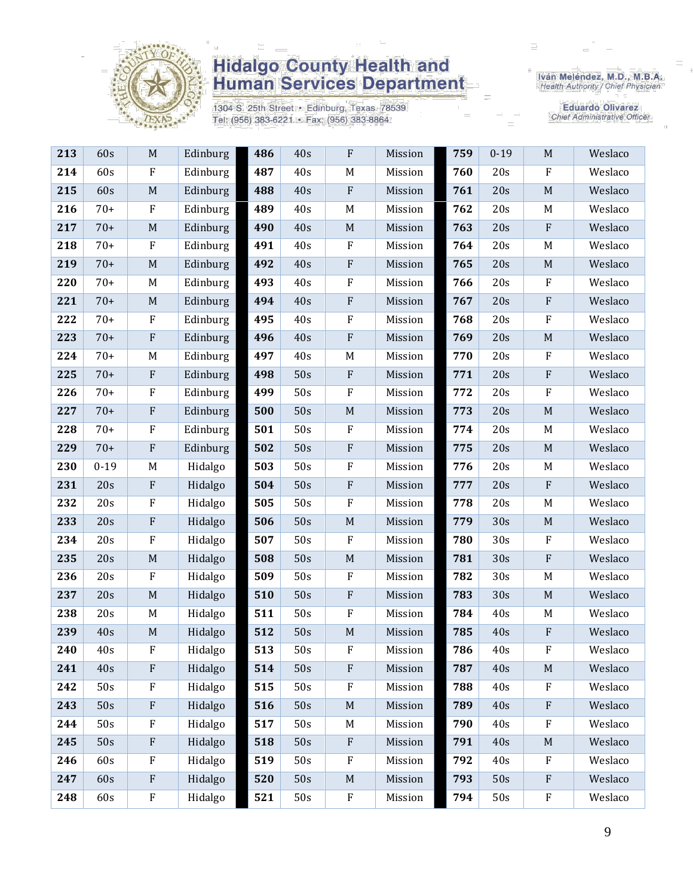# Hidalgo County Health and Human Services Department

1304 S. 25th Street • Edinburg, Texas 78539
Tel: (956) 383-6221 • Fax: (956) 383-8864

Iván Meléndez, M.D., M.B.A.
Health Authority / Chief Physician

Eduardo Olivarez
Chief Administrative Officer

| | | | | | | | | | | | |
|---|---|---|---|---|---|---|---|---|---|---|---|
| **213** | 60s | M | Edinburg | **486** | 40s | F | Mission | **759** | 0-19 | M | Weslaco |
| **214** | 60s | F | Edinburg | **487** | 40s | M | Mission | **760** | 20s | F | Weslaco |
| **215** | 60s | M | Edinburg | **488** | 40s | F | Mission | **761** | 20s | M | Weslaco |
| **216** | 70+ | F | Edinburg | **489** | 40s | M | Mission | **762** | 20s | M | Weslaco |
| **217** | 70+ | M | Edinburg | **490** | 40s | M | Mission | **763** | 20s | F | Weslaco |
| **218** | 70+ | F | Edinburg | **491** | 40s | F | Mission | **764** | 20s | M | Weslaco |
| **219** | 70+ | M | Edinburg | **492** | 40s | F | Mission | **765** | 20s | M | Weslaco |
| **220** | 70+ | M | Edinburg | **493** | 40s | F | Mission | **766** | 20s | F | Weslaco |
| **221** | 70+ | M | Edinburg | **494** | 40s | F | Mission | **767** | 20s | F | Weslaco |
| **222** | 70+ | F | Edinburg | **495** | 40s | F | Mission | **768** | 20s | F | Weslaco |
| **223** | 70+ | F | Edinburg | **496** | 40s | F | Mission | **769** | 20s | M | Weslaco |
| **224** | 70+ | M | Edinburg | **497** | 40s | M | Mission | **770** | 20s | F | Weslaco |
| **225** | 70+ | F | Edinburg | **498** | 50s | F | Mission | **771** | 20s | F | Weslaco |
| **226** | 70+ | F | Edinburg | **499** | 50s | F | Mission | **772** | 20s | F | Weslaco |
| **227** | 70+ | F | Edinburg | **500** | 50s | M | Mission | **773** | 20s | M | Weslaco |
| **228** | 70+ | F | Edinburg | **501** | 50s | F | Mission | **774** | 20s | M | Weslaco |
| **229** | 70+ | F | Edinburg | **502** | 50s | F | Mission | **775** | 20s | M | Weslaco |
| **230** | 0-19 | M | Hidalgo | **503** | 50s | F | Mission | **776** | 20s | M | Weslaco |
| **231** | 20s | F | Hidalgo | **504** | 50s | F | Mission | **777** | 20s | F | Weslaco |
| **232** | 20s | F | Hidalgo | **505** | 50s | F | Mission | **778** | 20s | M | Weslaco |
| **233** | 20s | F | Hidalgo | **506** | 50s | M | Mission | **779** | 30s | M | Weslaco |
| **234** | 20s | F | Hidalgo | **507** | 50s | F | Mission | **780** | 30s | F | Weslaco |
| **235** | 20s | M | Hidalgo | **508** | 50s | M | Mission | **781** | 30s | F | Weslaco |
| **236** | 20s | F | Hidalgo | **509** | 50s | F | Mission | **782** | 30s | M | Weslaco |
| **237** | 20s | M | Hidalgo | **510** | 50s | F | Mission | **783** | 30s | M | Weslaco |
| **238** | 20s | M | Hidalgo | **511** | 50s | F | Mission | **784** | 40s | M | Weslaco |
| **239** | 40s | M | Hidalgo | **512** | 50s | M | Mission | **785** | 40s | F | Weslaco |
| **240** | 40s | F | Hidalgo | **513** | 50s | F | Mission | **786** | 40s | F | Weslaco |
| **241** | 40s | F | Hidalgo | **514** | 50s | F | Mission | **787** | 40s | M | Weslaco |
| **242** | 50s | F | Hidalgo | **515** | 50s | F | Mission | **788** | 40s | F | Weslaco |
| **243** | 50s | F | Hidalgo | **516** | 50s | M | Mission | **789** | 40s | F | Weslaco |
| **244** | 50s | F | Hidalgo | **517** | 50s | M | Mission | **790** | 40s | F | Weslaco |
| **245** | 50s | F | Hidalgo | **518** | 50s | F | Mission | **791** | 40s | M | Weslaco |
| **246** | 60s | F | Hidalgo | **519** | 50s | F | Mission | **792** | 40s | F | Weslaco |
| **247** | 60s | F | Hidalgo | **520** | 50s | M | Mission | **793** | 50s | F | Weslaco |
| **248** | 60s | F | Hidalgo | **521** | 50s | F | Mission | **794** | 50s | F | Weslaco |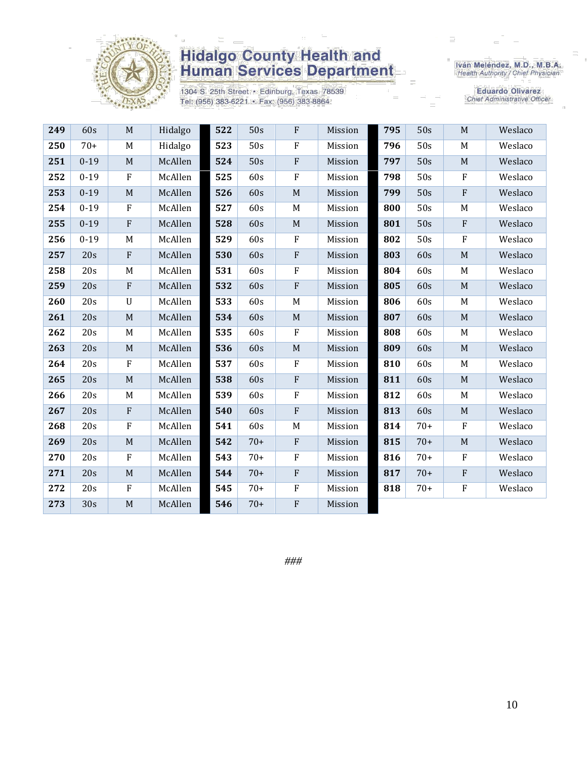| | | | | | | | | | | | |
|---|---|---|---|---|---|---|---|---|---|---|---|
| **249** | 60s | M | Hidalgo | **522** | 50s | F | Mission | **795** | 50s | M | Weslaco |
| **250** | 70+ | M | Hidalgo | **523** | 50s | F | Mission | **796** | 50s | M | Weslaco |
| **251** | 0-19 | M | McAllen | **524** | 50s | F | Mission | **797** | 50s | M | Weslaco |
| **252** | 0-19 | F | McAllen | **525** | 60s | F | Mission | **798** | 50s | F | Weslaco |
| **253** | 0-19 | M | McAllen | **526** | 60s | M | Mission | **799** | 50s | F | Weslaco |
| **254** | 0-19 | F | McAllen | **527** | 60s | M | Mission | **800** | 50s | M | Weslaco |
| **255** | 0-19 | F | McAllen | **528** | 60s | M | Mission | **801** | 50s | F | Weslaco |
| **256** | 0-19 | M | McAllen | **529** | 60s | F | Mission | **802** | 50s | F | Weslaco |
| **257** | 20s | F | McAllen | **530** | 60s | F | Mission | **803** | 60s | M | Weslaco |
| **258** | 20s | M | McAllen | **531** | 60s | F | Mission | **804** | 60s | M | Weslaco |
| **259** | 20s | F | McAllen | **532** | 60s | F | Mission | **805** | 60s | M | Weslaco |
| **260** | 20s | U | McAllen | **533** | 60s | M | Mission | **806** | 60s | M | Weslaco |
| **261** | 20s | M | McAllen | **534** | 60s | M | Mission | **807** | 60s | M | Weslaco |
| **262** | 20s | M | McAllen | **535** | 60s | F | Mission | **808** | 60s | M | Weslaco |
| **263** | 20s | M | McAllen | **536** | 60s | M | Mission | **809** | 60s | M | Weslaco |
| **264** | 20s | F | McAllen | **537** | 60s | F | Mission | **810** | 60s | M | Weslaco |
| **265** | 20s | M | McAllen | **538** | 60s | F | Mission | **811** | 60s | M | Weslaco |
| **266** | 20s | M | McAllen | **539** | 60s | F | Mission | **812** | 60s | M | Weslaco |
| **267** | 20s | F | McAllen | **540** | 60s | F | Mission | **813** | 60s | M | Weslaco |
| **268** | 20s | F | McAllen | **541** | 60s | M | Mission | **814** | 70+ | F | Weslaco |
| **269** | 20s | M | McAllen | **542** | 70+ | F | Mission | **815** | 70+ | M | Weslaco |
| **270** | 20s | F | McAllen | **543** | 70+ | F | Mission | **816** | 70+ | F | Weslaco |
| **271** | 20s | M | McAllen | **544** | 70+ | F | Mission | **817** | 70+ | F | Weslaco |
| **272** | 20s | F | McAllen | **545** | 70+ | F | Mission | **818** | 70+ | F | Weslaco |
| **273** | 30s | M | McAllen | **546** | 70+ | F | Mission | | | | |

###